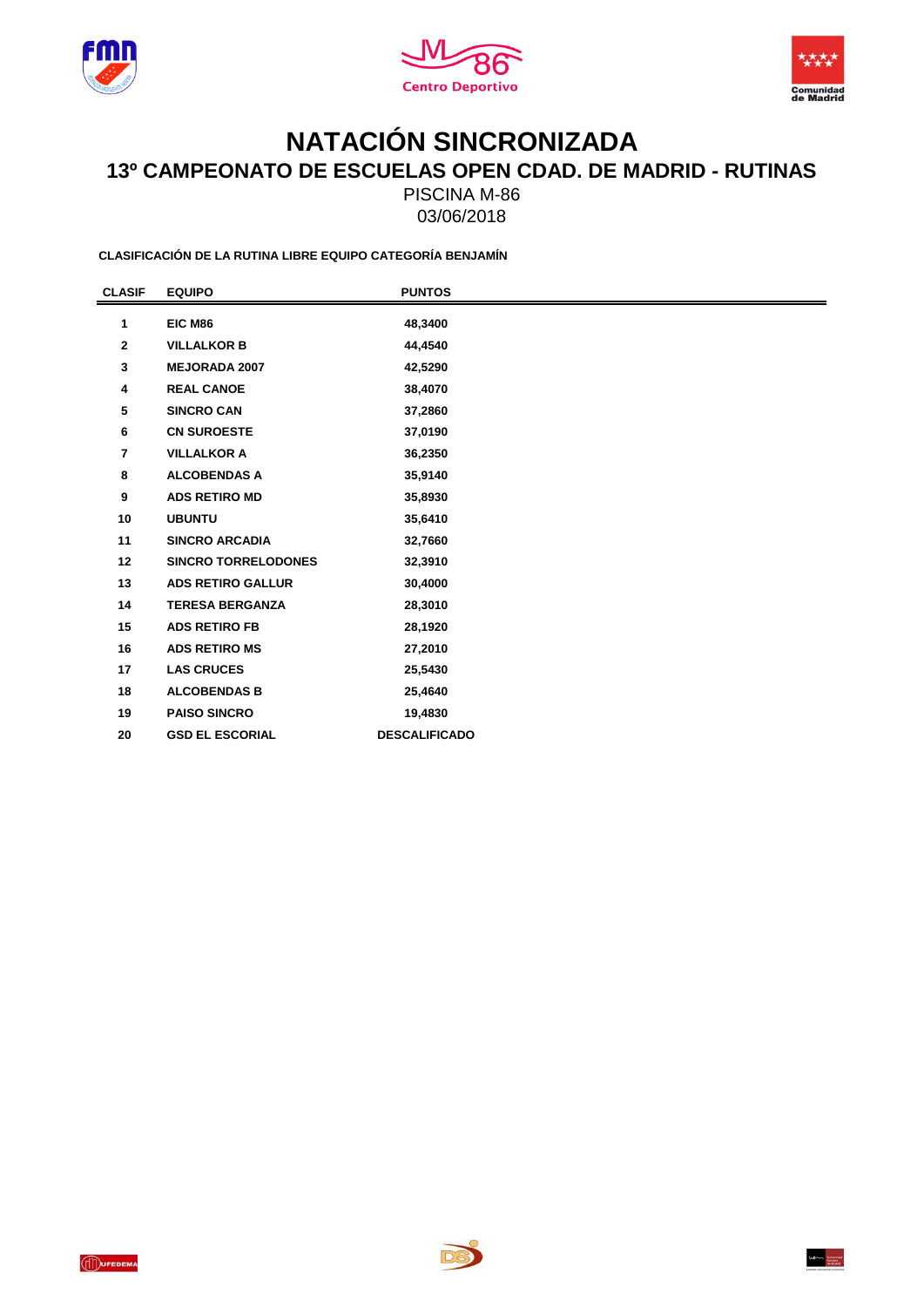# NATACIÓN SINCRONIZADA

## 13º CAMPEONATO DE ESCUELAS OPEN CDAD. DE MADRID - RUTINAS

PISCINA M-86

03/06/2018

**CLASIFICACIÓN DE LA RUTINA LIBRE EQUIPO CATEGORÍA BENJAMÍN**

| CLASIF | EQUIPO | PUNTOS |
|---|---|---|
| 1 | EIC M86 | 48,3400 |
| 2 | VILLALKOR B | 44,4540 |
| 3 | MEJORADA 2007 | 42,5290 |
| 4 | REAL CANOE | 38,4070 |
| 5 | SINCRO CAN | 37,2860 |
| 6 | CN SUROESTE | 37,0190 |
| 7 | VILLALKOR A | 36,2350 |
| 8 | ALCOBENDAS A | 35,9140 |
| 9 | ADS RETIRO MD | 35,8930 |
| 10 | UBUNTU | 35,6410 |
| 11 | SINCRO ARCADIA | 32,7660 |
| 12 | SINCRO TORRELODONES | 32,3910 |
| 13 | ADS RETIRO GALLUR | 30,4000 |
| 14 | TERESA BERGANZA | 28,3010 |
| 15 | ADS RETIRO FB | 28,1920 |
| 16 | ADS RETIRO MS | 27,2010 |
| 17 | LAS CRUCES | 25,5430 |
| 18 | ALCOBENDAS B | 25,4640 |
| 19 | PAISO SINCRO | 19,4830 |
| 20 | GSD EL ESCORIAL | DESCALIFICADO |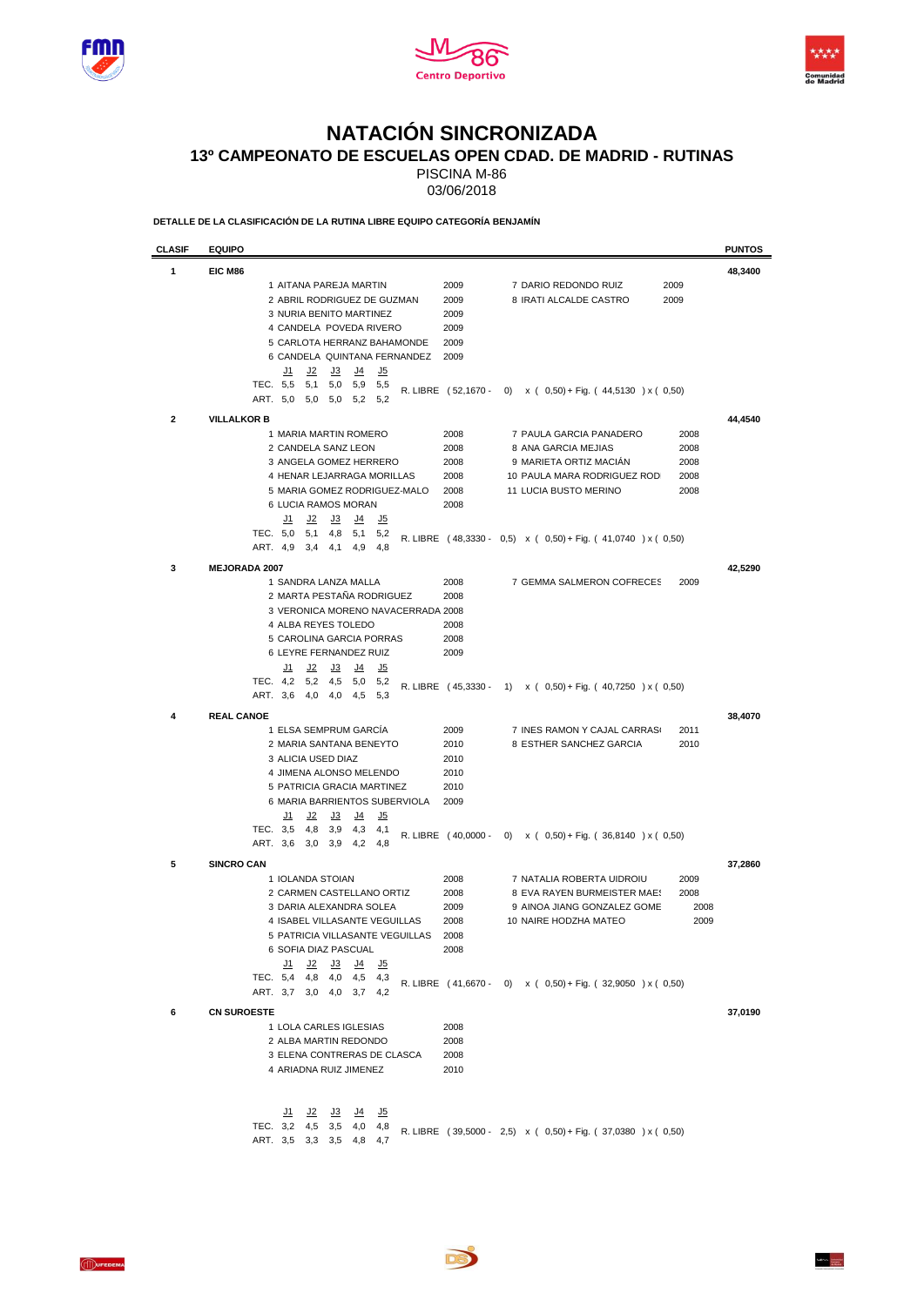# NATACIÓN SINCRONIZADA

## 13º CAMPEONATO DE ESCUELAS OPEN CDAD. DE MADRID - RUTINAS

PISCINA M-86

03/06/2018

**DETALLE DE LA CLASIFICACIÓN DE LA RUTINA LIBRE EQUIPO CATEGORÍA BENJAMÍN**

| CLASIF | EQUIPO | PUNTOS |
|---|---|---|
| 1 | **EIC M86** | **48,3400** |

1 AITANA PAREJA MARTIN 2009
2 ABRIL RODRIGUEZ DE GUZMAN 2009
3 NURIA BENITO MARTINEZ 2009
4 CANDELA POVEDA RIVERO 2009
5 CARLOTA HERRANZ BAHAMONDE 2009
6 CANDELA QUINTANA FERNANDEZ 2009
7 DARIO REDONDO RUIZ 2009
8 IRATI ALCALDE CASTRO 2009

| | J1 | J2 | J3 | J4 | J5 |
|---|---|---|---|---|---|
| TEC. | 5,5 | 5,1 | 5,0 | 5,9 | 5,5 |
| ART. | 5,0 | 5,0 | 5,0 | 5,2 | 5,2 |

R. LIBRE ( 52,1670 - 0) x ( 0,50) + Fig. ( 44,5130 ) x ( 0,50)

| CLASIF | EQUIPO | PUNTOS |
|---|---|---|
| 2 | **VILLALKOR B** | **44,4540** |

1 MARIA MARTIN ROMERO 2008
2 CANDELA SANZ LEON 2008
3 ANGELA GOMEZ HERRERO 2008
4 HENAR LEJARRAGA MORILLAS 2008
5 MARIA GOMEZ RODRIGUEZ-MALO 2008
6 LUCIA RAMOS MORAN 2008
7 PAULA GARCIA PANADERO 2008
8 ANA GARCIA MEJIAS 2008
9 MARIETA ORTIZ MACIÁN 2008
10 PAULA MARA RODRIGUEZ ROD 2008
11 LUCIA BUSTO MERINO 2008

| | J1 | J2 | J3 | J4 | J5 |
|---|---|---|---|---|---|
| TEC. | 5,0 | 5,1 | 4,8 | 5,1 | 5,2 |
| ART. | 4,9 | 3,4 | 4,1 | 4,9 | 4,8 |

R. LIBRE ( 48,3330 - 0,5) x ( 0,50) + Fig. ( 41,0740 ) x ( 0,50)

| CLASIF | EQUIPO | PUNTOS |
|---|---|---|
| 3 | **MEJORADA 2007** | **42,5290** |

1 SANDRA LANZA MALLA 2008
2 MARTA PESTAÑA RODRIGUEZ 2008
3 VERONICA MORENO NAVACERRADA 2008
4 ALBA REYES TOLEDO 2008
5 CAROLINA GARCIA PORRAS 2008
6 LEYRE FERNANDEZ RUIZ 2009
7 GEMMA SALMERON COFRECES 2009

| | J1 | J2 | J3 | J4 | J5 |
|---|---|---|---|---|---|
| TEC. | 4,2 | 5,2 | 4,5 | 5,0 | 5,2 |
| ART. | 3,6 | 4,0 | 4,0 | 4,5 | 5,3 |

R. LIBRE ( 45,3330 - 1) x ( 0,50) + Fig. ( 40,7250 ) x ( 0,50)

| CLASIF | EQUIPO | PUNTOS |
|---|---|---|
| 4 | **REAL CANOE** | **38,4070** |

1 ELSA SEMPRUM GARCÍA 2009
2 MARIA SANTANA BENEYTO 2010
3 ALICIA USED DIAZ 2010
4 JIMENA ALONSO MELENDO 2010
5 PATRICIA GRACIA MARTINEZ 2010
6 MARIA BARRIENTOS SUBERVIOLA 2009
7 INES RAMON Y CAJAL CARRAS 2011
8 ESTHER SANCHEZ GARCIA 2010

| | J1 | J2 | J3 | J4 | J5 |
|---|---|---|---|---|---|
| TEC. | 3,5 | 4,8 | 3,9 | 4,3 | 4,1 |
| ART. | 3,6 | 3,0 | 3,9 | 4,2 | 4,8 |

R. LIBRE ( 40,0000 - 0) x ( 0,50) + Fig. ( 36,8140 ) x ( 0,50)

| CLASIF | EQUIPO | PUNTOS |
|---|---|---|
| 5 | **SINCRO CAN** | **37,2860** |

1 IOLANDA STOIAN 2008
2 CARMEN CASTELLANO ORTIZ 2008
3 DARIA ALEXANDRA SOLEA 2009
4 ISABEL VILLASANTE VEGUILLAS 2008
5 PATRICIA VILLASANTE VEGUILLAS 2008
6 SOFIA DIAZ PASCUAL 2008
7 NATALIA ROBERTA UIDROIU 2009
8 EVA RAYEN BURMEISTER MAES 2008
9 AINOA JIANG GONZALEZ GOME 2008
10 NAIRE HODZHA MATEO 2009

| | J1 | J2 | J3 | J4 | J5 |
|---|---|---|---|---|---|
| TEC. | 5,4 | 4,8 | 4,0 | 4,5 | 4,3 |
| ART. | 3,7 | 3,0 | 4,0 | 3,7 | 4,2 |

R. LIBRE ( 41,6670 - 0) x ( 0,50) + Fig. ( 32,9050 ) x ( 0,50)

| CLASIF | EQUIPO | PUNTOS |
|---|---|---|
| 6 | **CN SUROESTE** | **37,0190** |

1 LOLA CARLES IGLESIAS 2008
2 ALBA MARTIN REDONDO 2008
3 ELENA CONTRERAS DE CLASCA 2008
4 ARIADNA RUIZ JIMENEZ 2010

| | J1 | J2 | J3 | J4 | J5 |
|---|---|---|---|---|---|
| TEC. | 3,2 | 4,5 | 3,5 | 4,0 | 4,8 |
| ART. | 3,5 | 3,3 | 3,5 | 4,8 | 4,7 |

R. LIBRE ( 39,5000 - 2,5) x ( 0,50) + Fig. ( 37,0380 ) x ( 0,50)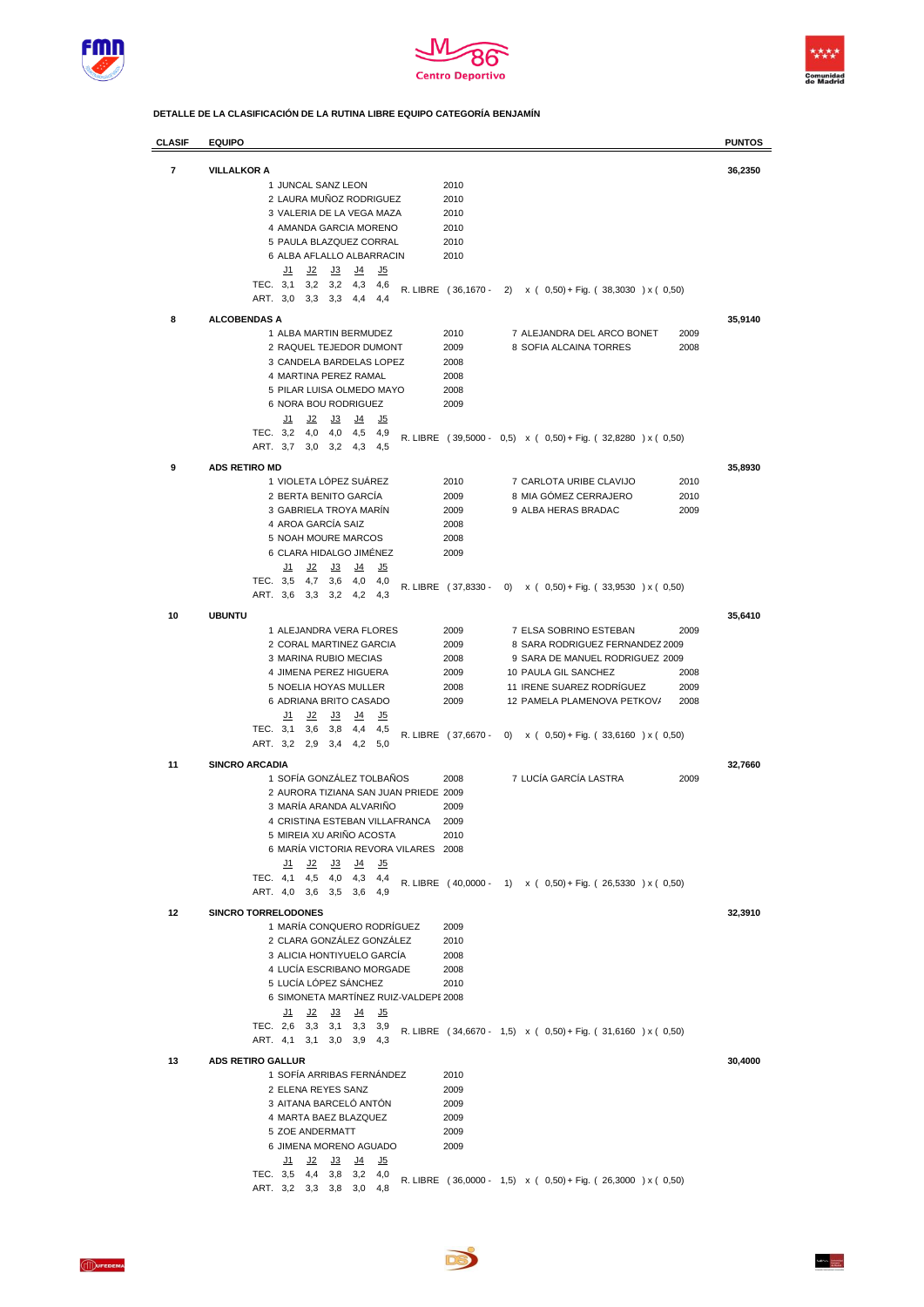**DETALLE DE LA CLASIFICACIÓN DE LA RUTINA LIBRE EQUIPO CATEGORÍA BENJAMÍN**

| CLASIF | EQUIPO | PUNTOS |
|---|---|---|
| 7 | **VILLALKOR A** | 36,2350 |

1 JUNCAL SANZ LEON 2010
2 LAURA MUÑOZ RODRIGUEZ 2010
3 VALERIA DE LA VEGA MAZA 2010
4 AMANDA GARCIA MORENO 2010
5 PAULA BLAZQUEZ CORRAL 2010
6 ALBA AFLALLO ALBARRACIN 2010

| | J1 | J2 | J3 | J4 | J5 |
|---|---|---|---|---|---|
| TEC. | 3,1 | 3,2 | 3,2 | 4,3 | 4,6 |
| ART. | 3,0 | 3,3 | 3,3 | 4,4 | 4,4 |

R. LIBRE ( 36,1670 - 2) x ( 0,50) + Fig. ( 38,3030 ) x ( 0,50)

| CLASIF | EQUIPO | PUNTOS |
|---|---|---|
| 8 | **ALCOBENDAS A** | 35,9140 |

1 ALBA MARTIN BERMUDEZ 2010
2 RAQUEL TEJEDOR DUMONT 2009
3 CANDELA BARDELAS LOPEZ 2008
4 MARTINA PEREZ RAMAL 2008
5 PILAR LUISA OLMEDO MAYO 2008
6 NORA BOU RODRIGUEZ 2009
7 ALEJANDRA DEL ARCO BONET 2009
8 SOFIA ALCAINA TORRES 2008

| | J1 | J2 | J3 | J4 | J5 |
|---|---|---|---|---|---|
| TEC. | 3,2 | 4,0 | 4,0 | 4,5 | 4,9 |
| ART. | 3,7 | 3,0 | 3,2 | 4,3 | 4,5 |

R. LIBRE ( 39,5000 - 0,5) x ( 0,50) + Fig. ( 32,8280 ) x ( 0,50)

| CLASIF | EQUIPO | PUNTOS |
|---|---|---|
| 9 | **ADS RETIRO MD** | 35,8930 |

1 VIOLETA LÓPEZ SUÁREZ 2010
2 BERTA BENITO GARCÍA 2009
3 GABRIELA TROYA MARÍN 2009
4 AROA GARCÍA SAIZ 2008
5 NOAH MOURE MARCOS 2008
6 CLARA HIDALGO JIMÉNEZ 2009
7 CARLOTA URIBE CLAVIJO 2010
8 MIA GÓMEZ CERRAJERO 2010
9 ALBA HERAS BRADAC 2009

| | J1 | J2 | J3 | J4 | J5 |
|---|---|---|---|---|---|
| TEC. | 3,5 | 4,7 | 3,6 | 4,0 | 4,0 |
| ART. | 3,6 | 3,3 | 3,2 | 4,2 | 4,3 |

R. LIBRE ( 37,8330 - 0) x ( 0,50) + Fig. ( 33,9530 ) x ( 0,50)

| CLASIF | EQUIPO | PUNTOS |
|---|---|---|
| 10 | **UBUNTU** | 35,6410 |

1 ALEJANDRA VERA FLORES 2009
2 CORAL MARTINEZ GARCIA 2009
3 MARINA RUBIO MECIAS 2008
4 JIMENA PEREZ HIGUERA 2009
5 NOELIA HOYAS MULLER 2008
6 ADRIANA BRITO CASADO 2009
7 ELSA SOBRINO ESTEBAN 2009
8 SARA RODRIGUEZ FERNANDEZ 2009
9 SARA DE MANUEL RODRIGUEZ 2009
10 PAULA GIL SANCHEZ 2008
11 IRENE SUAREZ RODRÍGUEZ 2009
12 PAMELA PLAMENOVA PETKOVA 2008

| | J1 | J2 | J3 | J4 | J5 |
|---|---|---|---|---|---|
| TEC. | 3,1 | 3,6 | 3,8 | 4,4 | 4,5 |
| ART. | 3,2 | 2,9 | 3,4 | 4,2 | 5,0 |

R. LIBRE ( 37,6670 - 0) x ( 0,50) + Fig. ( 33,6160 ) x ( 0,50)

| CLASIF | EQUIPO | PUNTOS |
|---|---|---|
| 11 | **SINCRO ARCADIA** | 32,7660 |

1 SOFÍA GONZÁLEZ TOLBAÑOS 2008
2 AURORA TIZIANA SAN JUAN PRIEDE 2009
3 MARÍA ARANDA ALVARIÑO 2009
4 CRISTINA ESTEBAN VILLAFRANCA 2009
5 MIREIA XU ARIÑO ACOSTA 2010
6 MARÍA VICTORIA REVORA VILARES 2008
7 LUCÍA GARCÍA LASTRA 2009

| | J1 | J2 | J3 | J4 | J5 |
|---|---|---|---|---|---|
| TEC. | 4,1 | 4,5 | 4,0 | 4,3 | 4,4 |
| ART. | 4,0 | 3,6 | 3,5 | 3,6 | 4,9 |

R. LIBRE ( 40,0000 - 1) x ( 0,50) + Fig. ( 26,5330 ) x ( 0,50)

| CLASIF | EQUIPO | PUNTOS |
|---|---|---|
| 12 | **SINCRO TORRELODONES** | 32,3910 |

1 MARÍA CONQUERO RODRÍGUEZ 2009
2 CLARA GONZÁLEZ GONZÁLEZ 2010
3 ALICIA HONTIYUELO GARCÍA 2008
4 LUCÍA ESCRIBANO MORGADE 2008
5 LUCÍA LÓPEZ SÁNCHEZ 2010
6 SIMONETA MARTÍNEZ RUIZ-VALDEPE 2008

| | J1 | J2 | J3 | J4 | J5 |
|---|---|---|---|---|---|
| TEC. | 2,6 | 3,3 | 3,1 | 3,3 | 3,9 |
| ART. | 4,1 | 3,1 | 3,0 | 3,9 | 4,3 |

R. LIBRE ( 34,6670 - 1,5) x ( 0,50) + Fig. ( 31,6160 ) x ( 0,50)

| CLASIF | EQUIPO | PUNTOS |
|---|---|---|
| 13 | **ADS RETIRO GALLUR** | 30,4000 |

1 SOFÍA ARRIBAS FERNÁNDEZ 2010
2 ELENA REYES SANZ 2009
3 AITANA BARCELÓ ANTÓN 2009
4 MARTA BAEZ BLAZQUEZ 2009
5 ZOE ANDERMATT 2009
6 JIMENA MORENO AGUADO 2009

| | J1 | J2 | J3 | J4 | J5 |
|---|---|---|---|---|---|
| TEC. | 3,5 | 4,4 | 3,8 | 3,2 | 4,0 |
| ART. | 3,2 | 3,3 | 3,8 | 3,0 | 4,8 |

R. LIBRE ( 36,0000 - 1,5) x ( 0,50) + Fig. ( 26,3000 ) x ( 0,50)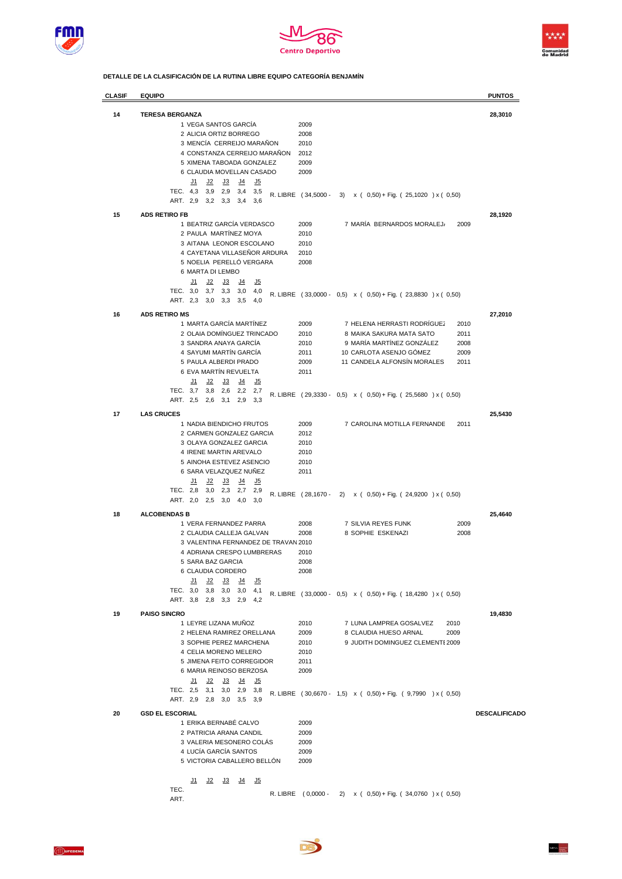**DETALLE DE LA CLASIFICACIÓN DE LA RUTINA LIBRE EQUIPO CATEGORÍA BENJAMÍN**

| CLASIF | EQUIPO | PUNTOS |
|---|---|---|
| 14 | **TERESA BERGANZA** | 28,3010 |
| 15 | **ADS RETIRO FB** | 28,1920 |
| 16 | **ADS RETIRO MS** | 27,2010 |
| 17 | **LAS CRUCES** | 25,5430 |
| 18 | **ALCOBENDAS B** | 25,4640 |
| 19 | **PAISO SINCRO** | 19,4830 |
| 20 | **GSD EL ESCORIAL** | DESCALIFICADO |

### 14 TERESA BERGANZA — 28,3010

1 VEGA SANTOS GARCÍA 2009
2 ALICIA ORTIZ BORREGO 2008
3 MENCÍA CERREIJO MARAÑON 2010
4 CONSTANZA CERREIJO MARAÑON 2012
5 XIMENA TABOADA GONZALEZ 2009
6 CLAUDIA MOVELLAN CASADO 2009

| | J1 | J2 | J3 | J4 | J5 |
|---|---|---|---|---|---|
| TEC. | 4,3 | 3,9 | 2,9 | 3,4 | 3,5 |
| ART. | 2,9 | 3,2 | 3,3 | 3,4 | 3,6 |

R. LIBRE ( 34,5000 - 3) x ( 0,50) + Fig. ( 25,1020 ) x ( 0,50)

### 15 ADS RETIRO FB — 28,1920

1 BEATRIZ GARCÍA VERDASCO 2009
2 PAULA MARTÍNEZ MOYA 2010
3 AITANA LEONOR ESCOLANO 2010
4 CAYETANA VILLASEÑOR ARDURA 2010
5 NOELIA PERELLÓ VERGARA 2008
6 MARTA DI LEMBO
7 MARÍA BERNARDOS MORALEJ 2009

| | J1 | J2 | J3 | J4 | J5 |
|---|---|---|---|---|---|
| TEC. | 3,0 | 3,7 | 3,3 | 3,0 | 4,0 |
| ART. | 2,3 | 3,0 | 3,3 | 3,5 | 4,0 |

R. LIBRE ( 33,0000 - 0,5) x ( 0,50) + Fig. ( 23,8830 ) x ( 0,50)

### 16 ADS RETIRO MS — 27,2010

1 MARTA GARCÍA MARTÍNEZ 2009
2 OLAIA DOMÍNGUEZ TRINCADO 2010
3 SANDRA ANAYA GARCÍA 2010
4 SAYUMI MARTÍN GARCÍA 2011
5 PAULA ALBERDI PRADO 2009
6 EVA MARTÍN REVUELTA 2011
7 HELENA HERRASTI RODRÍGUEZ 2010
8 MAIKA SAKURA MATA SATO 2011
9 MARÍA MARTÍNEZ GONZÁLEZ 2008
10 CARLOTA ASENJO GÓMEZ 2009
11 CANDELA ALFONSÍN MORALES 2011

| | J1 | J2 | J3 | J4 | J5 |
|---|---|---|---|---|---|
| TEC. | 3,7 | 3,8 | 2,6 | 2,2 | 2,7 |
| ART. | 2,5 | 2,6 | 3,1 | 2,9 | 3,3 |

R. LIBRE ( 29,3330 - 0,5) x ( 0,50) + Fig. ( 25,5680 ) x ( 0,50)

### 17 LAS CRUCES — 25,5430

1 NADIA BIENDICHO FRUTOS 2009
2 CARMEN GONZALEZ GARCIA 2012
3 OLAYA GONZALEZ GARCIA 2010
4 IRENE MARTIN AREVALO 2010
5 AINOHA ESTEVEZ ASENCIO 2010
6 SARA VELAZQUEZ NUÑEZ 2011
7 CAROLINA MOTILLA FERNANDE 2011

| | J1 | J2 | J3 | J4 | J5 |
|---|---|---|---|---|---|
| TEC. | 2,8 | 3,0 | 2,3 | 2,7 | 2,9 |
| ART. | 2,0 | 2,5 | 3,0 | 4,0 | 3,0 |

R. LIBRE ( 28,1670 - 2) x ( 0,50) + Fig. ( 24,9200 ) x ( 0,50)

### 18 ALCOBENDAS B — 25,4640

1 VERA FERNANDEZ PARRA 2008
2 CLAUDIA CALLEJA GALVAN 2008
3 VALENTINA FERNANDEZ DE TRAVAN 2010
4 ADRIANA CRESPO LUMBRERAS 2010
5 SARA BAZ GARCIA 2008
6 CLAUDIA CORDERO 2008
7 SILVIA REYES FUNK 2009
8 SOPHIE ESKENAZI 2008

| | J1 | J2 | J3 | J4 | J5 |
|---|---|---|---|---|---|
| TEC. | 3,0 | 3,8 | 3,0 | 3,0 | 4,1 |
| ART. | 3,8 | 2,8 | 3,3 | 2,9 | 4,2 |

R. LIBRE ( 33,0000 - 0,5) x ( 0,50) + Fig. ( 18,4280 ) x ( 0,50)

### 19 PAISO SINCRO — 19,4830

1 LEYRE LIZANA MUÑOZ 2010
2 HELENA RAMIREZ ORELLANA 2009
3 SOPHIE PEREZ MARCHENA 2010
4 CELIA MORENO MELERO 2010
5 JIMENA FEITO CORREGIDOR 2011
6 MARIA REINOSO BERZOSA 2009
7 LUNA LAMPREA GOSALVEZ 2010
8 CLAUDIA HUESO ARNAL 2009
9 JUDITH DOMINGUEZ CLEMENTE 2009

| | J1 | J2 | J3 | J4 | J5 |
|---|---|---|---|---|---|
| TEC. | 2,5 | 3,1 | 3,0 | 2,9 | 3,8 |
| ART. | 2,9 | 2,8 | 3,0 | 3,5 | 3,9 |

R. LIBRE ( 30,6670 - 1,5) x ( 0,50) + Fig. ( 9,7990 ) x ( 0,50)

### 20 GSD EL ESCORIAL — DESCALIFICADO

1 ERIKA BERNABÉ CALVO 2009
2 PATRICIA ARANA CANDIL 2009
3 VALERIA MESONERO COLÁS 2009
4 LUCÍA GARCÍA SANTOS 2009
5 VICTORIA CABALLERO BELLÓN 2009

| | J1 | J2 | J3 | J4 | J5 |
|---|---|---|---|---|---|
| TEC. | | | | | |
| ART. | | | | | |

R. LIBRE ( 0,0000 - 2) x ( 0,50) + Fig. ( 34,0760 ) x ( 0,50)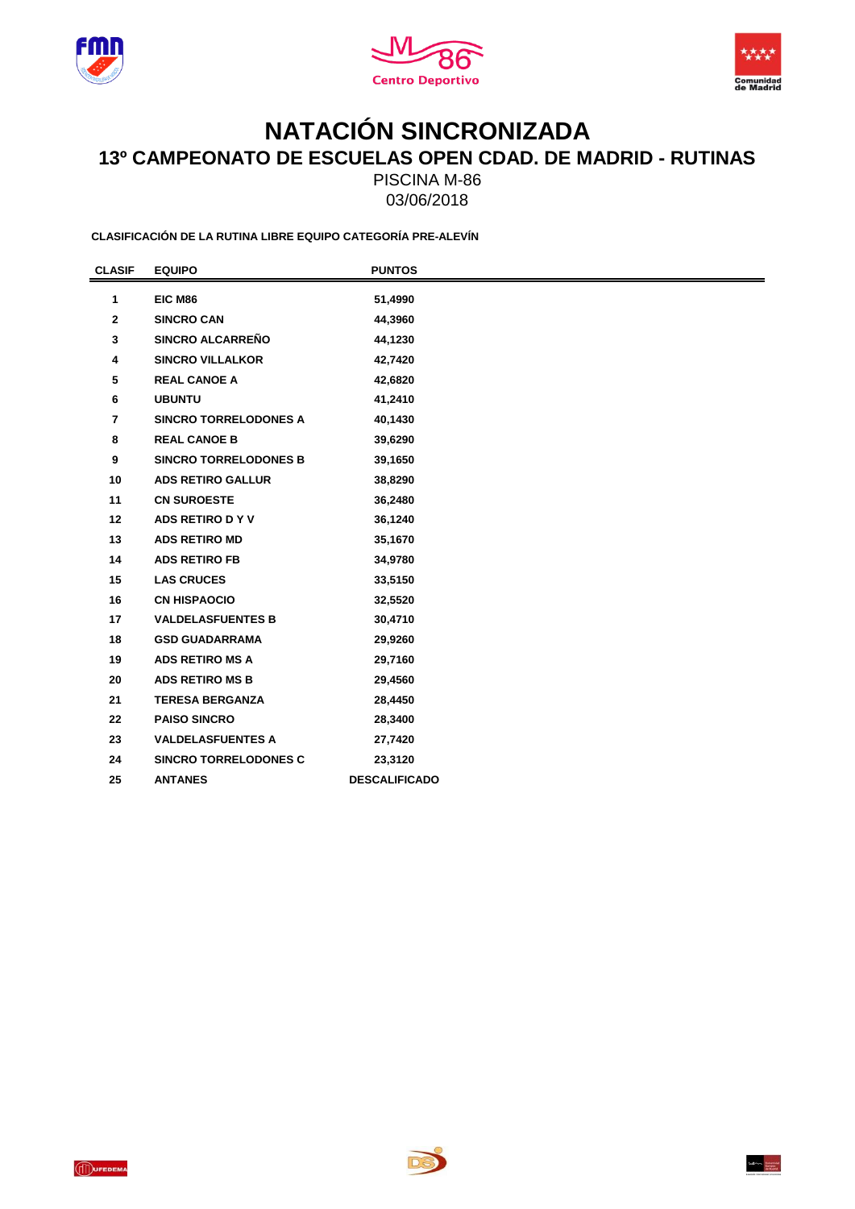# NATACIÓN SINCRONIZADA

## 13º CAMPEONATO DE ESCUELAS OPEN CDAD. DE MADRID - RUTINAS

PISCINA M-86

03/06/2018

**CLASIFICACIÓN DE LA RUTINA LIBRE EQUIPO CATEGORÍA PRE-ALEVÍN**

| CLASIF | EQUIPO | PUNTOS |
|---|---|---|
| 1 | EIC M86 | 51,4990 |
| 2 | SINCRO CAN | 44,3960 |
| 3 | SINCRO ALCARREÑO | 44,1230 |
| 4 | SINCRO VILLALKOR | 42,7420 |
| 5 | REAL CANOE A | 42,6820 |
| 6 | UBUNTU | 41,2410 |
| 7 | SINCRO TORRELODONES A | 40,1430 |
| 8 | REAL CANOE B | 39,6290 |
| 9 | SINCRO TORRELODONES B | 39,1650 |
| 10 | ADS RETIRO GALLUR | 38,8290 |
| 11 | CN SUROESTE | 36,2480 |
| 12 | ADS RETIRO D Y V | 36,1240 |
| 13 | ADS RETIRO MD | 35,1670 |
| 14 | ADS RETIRO FB | 34,9780 |
| 15 | LAS CRUCES | 33,5150 |
| 16 | CN HISPAOCIO | 32,5520 |
| 17 | VALDELASFUENTES B | 30,4710 |
| 18 | GSD GUADARRAMA | 29,9260 |
| 19 | ADS RETIRO MS A | 29,7160 |
| 20 | ADS RETIRO MS B | 29,4560 |
| 21 | TERESA BERGANZA | 28,4450 |
| 22 | PAISO SINCRO | 28,3400 |
| 23 | VALDELASFUENTES A | 27,7420 |
| 24 | SINCRO TORRELODONES C | 23,3120 |
| 25 | ANTANES | DESCALIFICADO |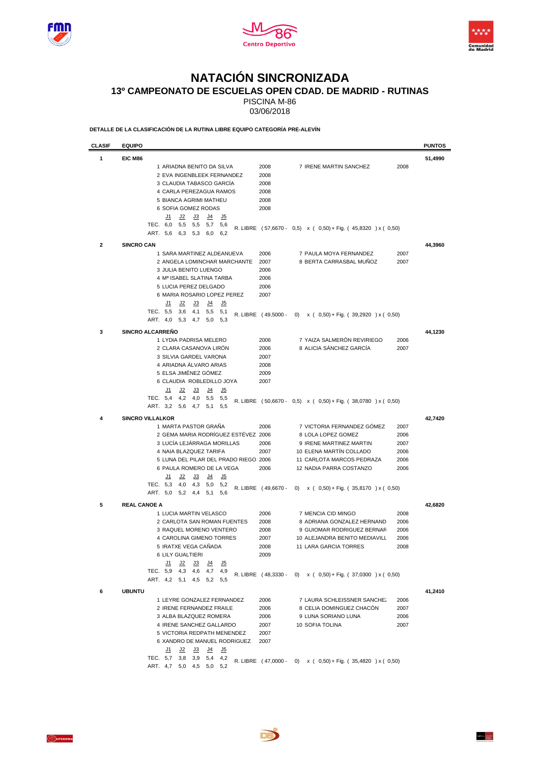# NATACIÓN SINCRONIZADA

## 13º CAMPEONATO DE ESCUELAS OPEN CDAD. DE MADRID - RUTINAS

PISCINA M-86

03/06/2018

**DETALLE DE LA CLASIFICACIÓN DE LA RUTINA LIBRE EQUIPO CATEGORÍA PRE-ALEVÍN**

| CLASIF | EQUIPO | PUNTOS |
|---|---|---|
| 1 | **EIC M86** | **51,4990** |
| 2 | **SINCRO CAN** | **44,3960** |
| 3 | **SINCRO ALCARREÑO** | **44,1230** |
| 4 | **SINCRO VILLALKOR** | **42,7420** |
| 5 | **REAL CANOE A** | **42,6820** |
| 6 | **UBUNTU** | **41,2410** |

### 1 — EIC M86 — 51,4990

| Nadadora | Año | Nadadora | Año |
|---|---|---|---|
| 1 ARIADNA BENITO DA SILVA | 2008 | 7 IRENE MARTIN SANCHEZ | 2008 |
| 2 EVA INGENBLEEK FERNANDEZ | 2008 | | |
| 3 CLAUDIA TABASCO GARCÍA | 2008 | | |
| 4 CARLA PEREZAGUA RAMOS | 2008 | | |
| 5 BIANCA AGRIMI MATHEU | 2008 | | |
| 6 SOFIA GOMEZ RODAS | 2008 | | |

| | J1 | J2 | J3 | J4 | J5 |
|---|---|---|---|---|---|
| TEC. | 6,0 | 5,5 | 5,5 | 5,7 | 5,6 |
| ART. | 5,6 | 6,3 | 5,3 | 6,0 | 6,2 |

R. LIBRE ( 57,6670 - 0,5) x ( 0,50) + Fig. ( 45,8320 ) x ( 0,50)

### 2 — SINCRO CAN — 44,3960

| Nadadora | Año | Nadadora | Año |
|---|---|---|---|
| 1 SARA MARTINEZ ALDEANUEVA | 2006 | 7 PAULA MOYA FERNANDEZ | 2007 |
| 2 ANGELA LOMINCHAR MARCHANTE | 2007 | 8 BERTA CARRASBAL MUÑOZ | 2007 |
| 3 JULIA BENITO LUENGO | 2006 | | |
| 4 Mª ISABEL SLATINA TARBA | 2006 | | |
| 5 LUCIA PEREZ DELGADO | 2006 | | |
| 6 MARIA ROSARIO LOPEZ PEREZ | 2007 | | |

| | J1 | J2 | J3 | J4 | J5 |
|---|---|---|---|---|---|
| TEC. | 5,5 | 3,6 | 4,1 | 5,5 | 5,1 |
| ART. | 4,0 | 5,3 | 4,7 | 5,0 | 5,3 |

R. LIBRE ( 49,5000 - 0) x ( 0,50) + Fig. ( 39,2920 ) x ( 0,50)

### 3 — SINCRO ALCARREÑO — 44,1230

| Nadadora | Año | Nadadora | Año |
|---|---|---|---|
| 1 LYDIA PADRISA MELERO | 2006 | 7 YAIZA SALMERÓN REVIRIEGO | 2006 |
| 2 CLARA CASANOVA LIRÓN | 2006 | 8 ALICIA SÁNCHEZ GARCÍA | 2007 |
| 3 SILVIA GARDEL VARONA | 2007 | | |
| 4 ARIADNA ÁLVARO ARIAS | 2008 | | |
| 5 ELSA JIMÉNEZ GÓMEZ | 2009 | | |
| 6 CLAUDIA ROBLEDILLO JOYA | 2007 | | |

| | J1 | J2 | J3 | J4 | J5 |
|---|---|---|---|---|---|
| TEC. | 5,4 | 4,2 | 4,0 | 5,5 | 5,5 |
| ART. | 3,2 | 5,6 | 4,7 | 5,1 | 5,5 |

R. LIBRE ( 50,6670 - 0,5) x ( 0,50) + Fig. ( 38,0780 ) x ( 0,50)

### 4 — SINCRO VILLALKOR — 42,7420

| Nadadora | Año | Nadadora | Año |
|---|---|---|---|
| 1 MARTA PASTOR GRAÑA | 2006 | 7 VICTORIA FERNANDEZ GÓMEZ | 2007 |
| 2 GEMA MARIA RODRÍGUEZ ESTÉVEZ | 2006 | 8 LOLA LOPEZ GOMEZ | 2006 |
| 3 LUCÍA LEJÁRRAGA MORILLAS | 2006 | 9 IRENE MARTINEZ MARTIN | 2007 |
| 4 NAIA BLAZQUEZ TARIFA | 2007 | 10 ELENA MARTÍN COLLADO | 2006 |
| 5 LUNA DEL PILAR DEL PRADO RIEGO | 2006 | 11 CARLOTA MARCOS PEDRAZA | 2006 |
| 6 PAULA ROMERO DE LA VEGA | 2006 | 12 NADIA PARRA COSTANZO | 2006 |

| | J1 | J2 | J3 | J4 | J5 |
|---|---|---|---|---|---|
| TEC. | 5,3 | 4,0 | 4,3 | 5,0 | 5,2 |
| ART. | 5,0 | 5,2 | 4,4 | 5,1 | 5,6 |

R. LIBRE ( 49,6670 - 0) x ( 0,50) + Fig. ( 35,8170 ) x ( 0,50)

### 5 — REAL CANOE A — 42,6820

| Nadadora | Año | Nadadora | Año |
|---|---|---|---|
| 1 LUCIA MARTIN VELASCO | 2006 | 7 MENCIA CID MINGO | 2008 |
| 2 CARLOTA SAN ROMAN FUENTES | 2008 | 8 ADRIANA GONZALEZ HERNAND | 2006 |
| 3 RAQUEL MORENO VENTERO | 2008 | 9 GUIOMAR RODRIGUEZ BERNAR | 2006 |
| 4 CAROLINA GIMENO TORRES | 2007 | 10 ALEJANDRA BENITO MEDIAVILL | 2006 |
| 5 IRATXE VEGA CAÑADA | 2008 | 11 LARA GARCIA TORRES | 2008 |
| 6 LILY GUALTIERI | 2009 | | |

| | J1 | J2 | J3 | J4 | J5 |
|---|---|---|---|---|---|
| TEC. | 5,9 | 4,3 | 4,6 | 4,7 | 4,9 |
| ART. | 4,2 | 5,1 | 4,5 | 5,2 | 5,5 |

R. LIBRE ( 48,3330 - 0) x ( 0,50) + Fig. ( 37,0300 ) x ( 0,50)

### 6 — UBUNTU — 41,2410

| Nadadora | Año | Nadadora | Año |
|---|---|---|---|
| 1 LEYRE GONZALEZ FERNANDEZ | 2006 | 7 LAURA SCHLEISSNER SANCHEZ | 2006 |
| 2 IRENE FERNANDEZ FRAILE | 2006 | 8 CELIA DOMINGUEZ CHACÓN | 2007 |
| 3 ALBA BLAZQUEZ ROMERA | 2006 | 9 LUNA SORIANO LUNA | 2006 |
| 4 IRENE SANCHEZ GALLARDO | 2007 | 10 SOFIA TOLINA | 2007 |
| 5 VICTORIA REDPATH MENENDEZ | 2007 | | |
| 6 XANDRO DE MANUEL RODRIGUEZ | 2007 | | |

| | J1 | J2 | J3 | J4 | J5 |
|---|---|---|---|---|---|
| TEC. | 5,7 | 3,8 | 3,9 | 5,4 | 4,2 |
| ART. | 4,7 | 5,0 | 4,5 | 5,0 | 5,2 |

R. LIBRE ( 47,0000 - 0) x ( 0,50) + Fig. ( 35,4820 ) x ( 0,50)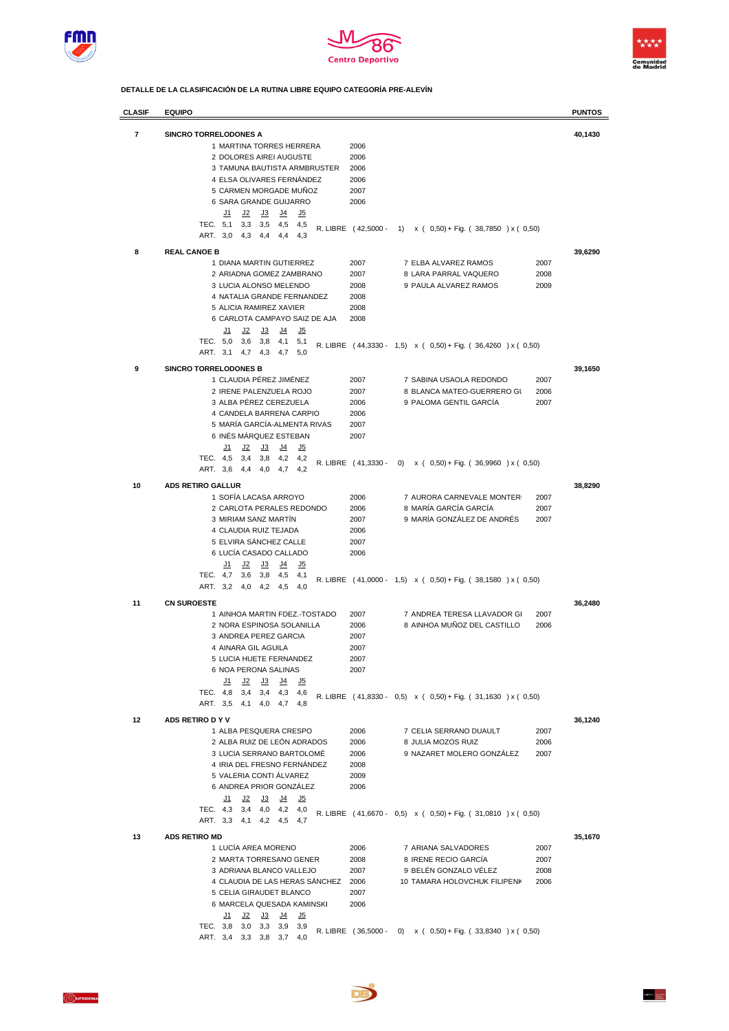**DETALLE DE LA CLASIFICACIÓN DE LA RUTINA LIBRE EQUIPO CATEGORÍA PRE-ALEVÍN**

| CLASIF | EQUIPO | PUNTOS |
|---|---|---|
| 7 | **SINCRO TORRELODONES A** | **40,1430** |

1 MARTINA TORRES HERRERA 2006
2 DOLORES AIREI AUGUSTE 2006
3 TAMUNA BAUTISTA ARMBRUSTER 2006
4 ELSA OLIVARES FERNÁNDEZ 2006
5 CARMEN MORGADE MUÑOZ 2007
6 SARA GRANDE GUIJARRO 2006

| | J1 | J2 | J3 | J4 | J5 |
|---|---|---|---|---|---|
| TEC. | 5,1 | 3,3 | 3,5 | 4,5 | 4,5 |
| ART. | 3,0 | 4,3 | 4,4 | 4,4 | 4,3 |

R. LIBRE ( 42,5000 - 1) x ( 0,50) + Fig. ( 38,7850 ) x ( 0,50)

| CLASIF | EQUIPO | PUNTOS |
|---|---|---|
| 8 | **REAL CANOE B** | **39,6290** |

1 DIANA MARTIN GUTIERREZ 2007
2 ARIADNA GOMEZ ZAMBRANO 2007
3 LUCIA ALONSO MELENDO 2008
4 NATALIA GRANDE FERNANDEZ 2008
5 ALICIA RAMIREZ XAVIER 2008
6 CARLOTA CAMPAYO SAIZ DE AJA 2008
7 ELBA ALVAREZ RAMOS 2007
8 LARA PARRAL VAQUERO 2008
9 PAULA ALVAREZ RAMOS 2009

| | J1 | J2 | J3 | J4 | J5 |
|---|---|---|---|---|---|
| TEC. | 5,0 | 3,6 | 3,8 | 4,1 | 5,1 |
| ART. | 3,1 | 4,7 | 4,3 | 4,7 | 5,0 |

R. LIBRE ( 44,3330 - 1,5) x ( 0,50) + Fig. ( 36,4260 ) x ( 0,50)

| CLASIF | EQUIPO | PUNTOS |
|---|---|---|
| 9 | **SINCRO TORRELODONES B** | **39,1650** |

1 CLAUDIA PÉREZ JIMÉNEZ 2007
2 IRENE PALENZUELA ROJO 2007
3 ALBA PÉREZ CEREZUELA 2006
4 CANDELA BARRENA CARPIO 2006
5 MARÍA GARCÍA-ALMENTA RIVAS 2007
6 INÉS MÁRQUEZ ESTEBAN 2007
7 SABINA USAOLA REDONDO 2007
8 BLANCA MATEO-GUERRERO GU 2006
9 PALOMA GENTIL GARCÍA 2007

| | J1 | J2 | J3 | J4 | J5 |
|---|---|---|---|---|---|
| TEC. | 4,5 | 3,4 | 3,8 | 4,2 | 4,2 |
| ART. | 3,6 | 4,4 | 4,0 | 4,7 | 4,2 |

R. LIBRE ( 41,3330 - 0) x ( 0,50) + Fig. ( 36,9960 ) x ( 0,50)

| CLASIF | EQUIPO | PUNTOS |
|---|---|---|
| 10 | **ADS RETIRO GALLUR** | **38,8290** |

1 SOFÍA LACASA ARROYO 2006
2 CARLOTA PERALES REDONDO 2006
3 MIRIAM SANZ MARTÍN 2007
4 CLAUDIA RUIZ TEJADA 2006
5 ELVIRA SÁNCHEZ CALLE 2007
6 LUCÍA CASADO CALLADO 2006
7 AURORA CARNEVALE MONTER 2007
8 MARÍA GARCÍA GARCÍA 2007
9 MARÍA GONZÁLEZ DE ANDRÉS 2007

| | J1 | J2 | J3 | J4 | J5 |
|---|---|---|---|---|---|
| TEC. | 4,7 | 3,6 | 3,8 | 4,5 | 4,1 |
| ART. | 3,2 | 4,0 | 4,2 | 4,5 | 4,0 |

R. LIBRE ( 41,0000 - 1,5) x ( 0,50) + Fig. ( 38,1580 ) x ( 0,50)

| CLASIF | EQUIPO | PUNTOS |
|---|---|---|
| 11 | **CN SUROESTE** | **36,2480** |

1 AINHOA MARTIN FDEZ.-TOSTADO 2007
2 NORA ESPINOSA SOLANILLA 2006
3 ANDREA PEREZ GARCIA 2007
4 AINARA GIL AGUILA 2007
5 LUCIA HUETE FERNANDEZ 2007
6 NOA PERONA SALINAS 2007
7 ANDREA TERESA LLAVADOR GI 2007
8 AINHOA MUÑOZ DEL CASTILLO 2006

| | J1 | J2 | J3 | J4 | J5 |
|---|---|---|---|---|---|
| TEC. | 4,8 | 3,4 | 3,4 | 4,3 | 4,6 |
| ART. | 3,5 | 4,1 | 4,0 | 4,7 | 4,8 |

R. LIBRE ( 41,8330 - 0,5) x ( 0,50) + Fig. ( 31,1630 ) x ( 0,50)

| CLASIF | EQUIPO | PUNTOS |
|---|---|---|
| 12 | **ADS RETIRO D Y V** | **36,1240** |

1 ALBA PESQUERA CRESPO 2006
2 ALBA RUIZ DE LEÓN ADRADOS 2006
3 LUCIA SERRANO BARTOLOMÉ 2006
4 IRIA DEL FRESNO FERNÁNDEZ 2008
5 VALERIA CONTI ÁLVAREZ 2009
6 ANDREA PRIOR GONZÁLEZ 2006
7 CELIA SERRANO DUAULT 2007
8 JULIA MOZOS RUIZ 2006
9 NAZARET MOLERO GONZÁLEZ 2007

| | J1 | J2 | J3 | J4 | J5 |
|---|---|---|---|---|---|
| TEC. | 4,3 | 3,4 | 4,0 | 4,2 | 4,0 |
| ART. | 3,3 | 4,1 | 4,2 | 4,5 | 4,7 |

R. LIBRE ( 41,6670 - 0,5) x ( 0,50) + Fig. ( 31,0810 ) x ( 0,50)

| CLASIF | EQUIPO | PUNTOS |
|---|---|---|
| 13 | **ADS RETIRO MD** | **35,1670** |

1 LUCÍA AREA MORENO 2006
2 MARTA TORRESANO GENER 2008
3 ADRIANA BLANCO VALLEJO 2007
4 CLAUDIA DE LAS HERAS SÁNCHEZ 2006
5 CELIA GIRAUDET BLANCO 2007
6 MARCELA QUESADA KAMINSKI 2006
7 ARIANA SALVADORES 2007
8 IRENE RECIO GARCÍA 2007
9 BELÉN GONZALO VÉLEZ 2008
10 TAMARA HOLOVCHUK FILIPENK 2006

| | J1 | J2 | J3 | J4 | J5 |
|---|---|---|---|---|---|
| TEC. | 3,8 | 3,0 | 3,3 | 3,9 | 3,9 |
| ART. | 3,4 | 3,3 | 3,8 | 3,7 | 4,0 |

R. LIBRE ( 36,5000 - 0) x ( 0,50) + Fig. ( 33,8340 ) x ( 0,50)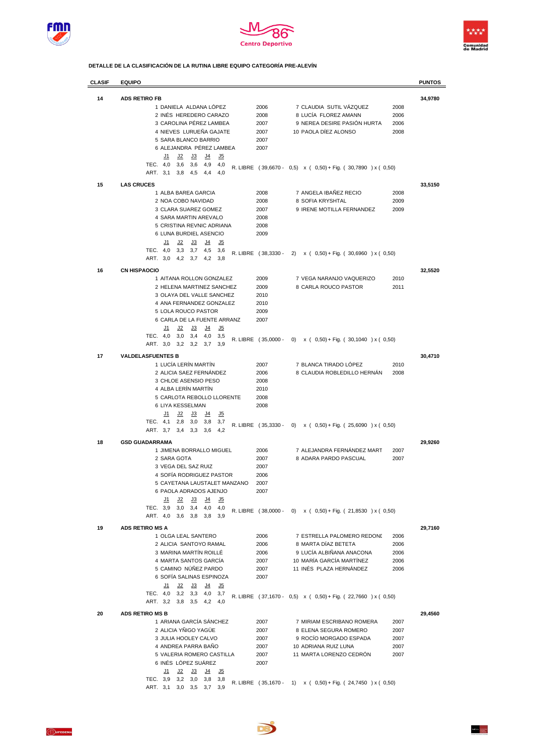**DETALLE DE LA CLASIFICACIÓN DE LA RUTINA LIBRE EQUIPO CATEGORÍA PRE-ALEVÍN**

| CLASIF | EQUIPO | PUNTOS |
|---|---|---|
| 14 | ADS RETIRO FB | 34,9780 |

| Nadadora | Año | Nadadora | Año |
|---|---|---|---|
| 1 DANIELA ALDANA LÓPEZ | 2006 | 7 CLAUDIA SUTIL VÁZQUEZ | 2008 |
| 2 INÉS HEREDERO CARAZO | 2008 | 8 LUCÍA FLOREZ AMANN | 2006 |
| 3 CAROLINA PÉREZ LAMBEA | 2007 | 9 NEREA DESIRE PASIÓN HURTA | 2006 |
| 4 NIEVES LURUEÑA GAJATE | 2007 | 10 PAOLA DÍEZ ALONSO | 2008 |
| 5 SARA BLANCO BARRIO | 2007 | | |
| 6 ALEJANDRA PÉREZ LAMBEA | 2007 | | |

| | J1 | J2 | J3 | J4 | J5 |
|---|---|---|---|---|---|
| TEC. | 4,0 | 3,6 | 3,6 | 4,9 | 4,0 |
| ART. | 3,1 | 3,8 | 4,5 | 4,4 | 4,0 |

R. LIBRE ( 39,6670 - 0,5) x ( 0,50) + Fig. ( 30,7890 ) x ( 0,50)

| CLASIF | EQUIPO | PUNTOS |
|---|---|---|
| 15 | LAS CRUCES | 33,5150 |

| Nadadora | Año | Nadadora | Año |
|---|---|---|---|
| 1 ALBA BAREA GARCIA | 2008 | 7 ANGELA IBAÑEZ RECIO | 2008 |
| 2 NOA COBO NAVIDAD | 2008 | 8 SOFIA KRYSHTAL | 2009 |
| 3 CLARA SUAREZ GOMEZ | 2007 | 9 IRENE MOTILLA FERNANDEZ | 2009 |
| 4 SARA MARTIN AREVALO | 2008 | | |
| 5 CRISTINA REVNIC ADRIANA | 2008 | | |
| 6 LUNA BURDIEL ASENCIO | 2009 | | |

| | J1 | J2 | J3 | J4 | J5 |
|---|---|---|---|---|---|
| TEC. | 4,0 | 3,3 | 3,7 | 4,5 | 3,6 |
| ART. | 3,0 | 4,2 | 3,7 | 4,2 | 3,8 |

R. LIBRE ( 38,3330 - 2) x ( 0,50) + Fig. ( 30,6960 ) x ( 0,50)

| CLASIF | EQUIPO | PUNTOS |
|---|---|---|
| 16 | CN HISPAOCIO | 32,5520 |

| Nadadora | Año | Nadadora | Año |
|---|---|---|---|
| 1 AITANA ROLLON GONZALEZ | 2009 | 7 VEGA NARANJO VAQUERIZO | 2010 |
| 2 HELENA MARTINEZ SANCHEZ | 2009 | 8 CARLA ROUCO PASTOR | 2011 |
| 3 OLAYA DEL VALLE SANCHEZ | 2010 | | |
| 4 ANA FERNANDEZ GONZALEZ | 2010 | | |
| 5 LOLA ROUCO PASTOR | 2009 | | |
| 6 CARLA DE LA FUENTE ARRANZ | 2007 | | |

| | J1 | J2 | J3 | J4 | J5 |
|---|---|---|---|---|---|
| TEC. | 4,0 | 3,0 | 3,4 | 4,0 | 3,5 |
| ART. | 3,0 | 3,2 | 3,2 | 3,7 | 3,9 |

R. LIBRE ( 35,0000 - 0) x ( 0,50) + Fig. ( 30,1040 ) x ( 0,50)

| CLASIF | EQUIPO | PUNTOS |
|---|---|---|
| 17 | VALDELASFUENTES B | 30,4710 |

| Nadadora | Año | Nadadora | Año |
|---|---|---|---|
| 1 LUCÍA LERÍN MARTÍN | 2007 | 7 BLANCA TIRADO LÓPEZ | 2010 |
| 2 ALICIA SAEZ FERNÁNDEZ | 2006 | 8 CLAUDIA ROBLEDILLO HERNÁN | 2008 |
| 3 CHLOE ASENSIO PESO | 2008 | | |
| 4 ALBA LERÍN MARTÍN | 2010 | | |
| 5 CARLOTA REBOLLO LLORENTE | 2008 | | |
| 6 LIYA KESSELMAN | 2008 | | |

| | J1 | J2 | J3 | J4 | J5 |
|---|---|---|---|---|---|
| TEC. | 4,1 | 2,8 | 3,0 | 3,8 | 3,7 |
| ART. | 3,7 | 3,4 | 3,3 | 3,6 | 4,2 |

R. LIBRE ( 35,3330 - 0) x ( 0,50) + Fig. ( 25,6090 ) x ( 0,50)

| CLASIF | EQUIPO | PUNTOS |
|---|---|---|
| 18 | GSD GUADARRAMA | 29,9260 |

| Nadadora | Año | Nadadora | Año |
|---|---|---|---|
| 1 JIMENA BORRALLO MIGUEL | 2006 | 7 ALEJANDRA FERNÁNDEZ MART | 2007 |
| 2 SARA GOTA | 2007 | 8 ADARA PARDO PASCUAL | 2007 |
| 3 VEGA DEL SAZ RUIZ | 2007 | | |
| 4 SOFÍA RODRIGUEZ PASTOR | 2006 | | |
| 5 CAYETANA LAUSTALET MANZANO | 2007 | | |
| 6 PAOLA ADRADOS AJENJO | 2007 | | |

| | J1 | J2 | J3 | J4 | J5 |
|---|---|---|---|---|---|
| TEC. | 3,9 | 3,0 | 3,4 | 4,0 | 4,0 |
| ART. | 4,0 | 3,6 | 3,8 | 3,8 | 3,9 |

R. LIBRE ( 38,0000 - 0) x ( 0,50) + Fig. ( 21,8530 ) x ( 0,50)

| CLASIF | EQUIPO | PUNTOS |
|---|---|---|
| 19 | ADS RETIRO MS A | 29,7160 |

| Nadadora | Año | Nadadora | Año |
|---|---|---|---|
| 1 OLGA LEAL SANTERO | 2006 | 7 ESTRELLA PALOMERO REDONI | 2006 |
| 2 ALICIA SANTOYO RAMAL | 2006 | 8 MARTA DÍAZ BETETA | 2006 |
| 3 MARINA MARTÍN ROILLÉ | 2006 | 9 LUCÍA ALBIÑANA ANACONA | 2006 |
| 4 MARTA SANTOS GARCÍA | 2007 | 10 MARÍA GARCÍA MARTÍNEZ | 2006 |
| 5 CAMINO NÚÑEZ PARDO | 2007 | 11 INÉS PLAZA HERNÁNDEZ | 2006 |
| 6 SOFÍA SALINAS ESPINOZA | 2007 | | |

| | J1 | J2 | J3 | J4 | J5 |
|---|---|---|---|---|---|
| TEC. | 4,0 | 3,2 | 3,3 | 4,0 | 3,7 |
| ART. | 3,2 | 3,8 | 3,5 | 4,2 | 4,0 |

R. LIBRE ( 37,1670 - 0,5) x ( 0,50) + Fig. ( 22,7660 ) x ( 0,50)

| CLASIF | EQUIPO | PUNTOS |
|---|---|---|
| 20 | ADS RETIRO MS B | 29,4560 |

| Nadadora | Año | Nadadora | Año |
|---|---|---|---|
| 1 ARIANA GARCÍA SÁNCHEZ | 2007 | 7 MIRIAM ESCRIBANO ROMERA | 2007 |
| 2 ALICIA YÑIGO YAGÜE | 2007 | 8 ELENA SEGURA ROMERO | 2007 |
| 3 JULIA HOOLEY CALVO | 2007 | 9 ROCÍO MORGADO ESPADA | 2007 |
| 4 ANDREA PARRA BAÑO | 2007 | 10 ADRIANA RUIZ LUNA | 2007 |
| 5 VALERIA ROMERO CASTILLA | 2007 | 11 MARTA LORENZO CEDRÓN | 2007 |
| 6 INÉS LÓPEZ SUÁREZ | 2007 | | |

| | J1 | J2 | J3 | J4 | J5 |
|---|---|---|---|---|---|
| TEC. | 3,9 | 3,2 | 3,0 | 3,8 | 3,8 |
| ART. | 3,1 | 3,0 | 3,5 | 3,7 | 3,9 |

R. LIBRE ( 35,1670 - 1) x ( 0,50) + Fig. ( 24,7450 ) x ( 0,50)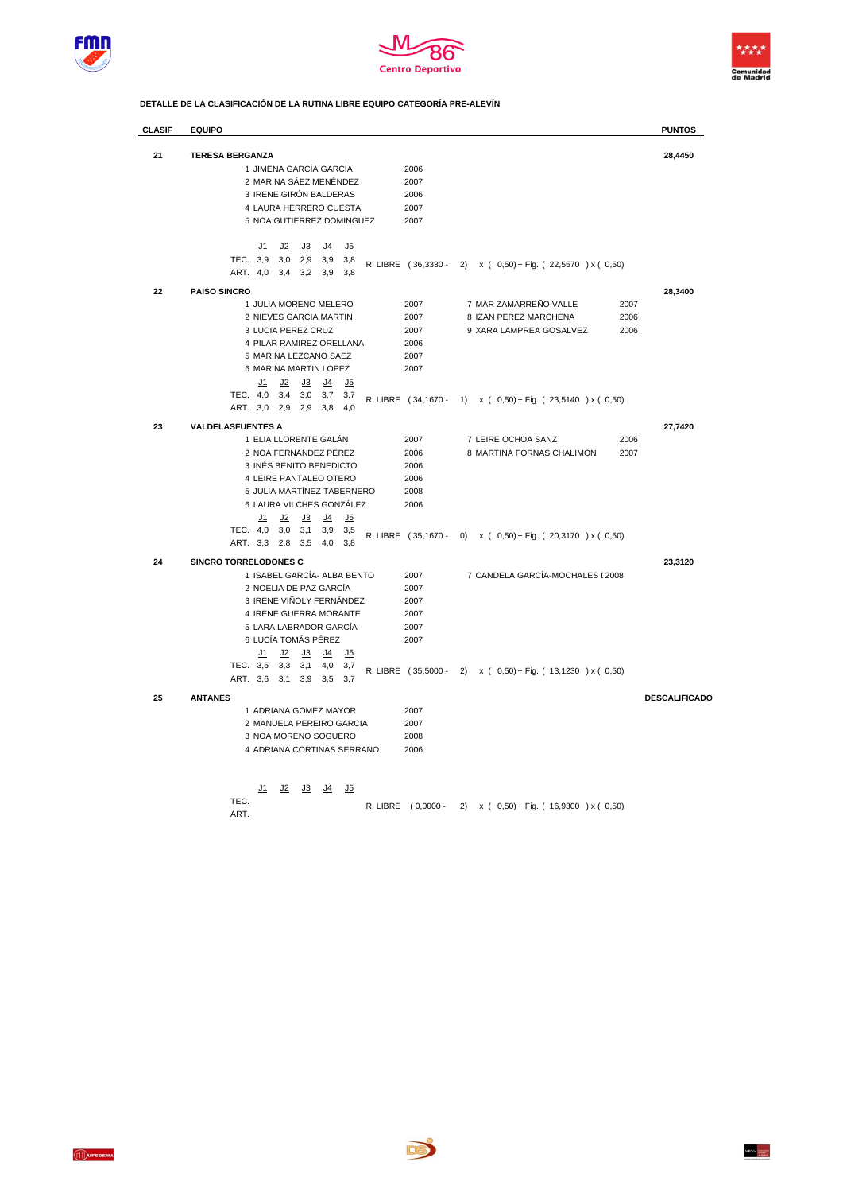### DETALLE DE LA CLASIFICACIÓN DE LA RUTINA LIBRE EQUIPO CATEGORÍA PRE-ALEVÍN

| CLASIF | EQUIPO | PUNTOS |
|---|---|---|
| 21 | **TERESA BERGANZA** | **28,4450** |

1 JIMENA GARCÍA GARCÍA 2006
2 MARINA SÁEZ MENÉNDEZ 2007
3 IRENE GIRÓN BALDERAS 2006
4 LAURA HERRERO CUESTA 2007
5 NOA GUTIERREZ DOMINGUEZ 2007

| | J1 | J2 | J3 | J4 | J5 |
|---|---|---|---|---|---|
| TEC. | 3,9 | 3,0 | 2,9 | 3,9 | 3,8 |
| ART. | 4,0 | 3,4 | 3,2 | 3,9 | 3,8 |

R. LIBRE ( 36,3330 - 2) x ( 0,50) + Fig. ( 22,5570 ) x ( 0,50)

| CLASIF | EQUIPO | PUNTOS |
|---|---|---|
| 22 | **PAISO SINCRO** | **28,3400** |

1 JULIA MORENO MELERO 2007
2 NIEVES GARCIA MARTIN 2007
3 LUCIA PEREZ CRUZ 2007
4 PILAR RAMIREZ ORELLANA 2006
5 MARINA LEZCANO SAEZ 2007
6 MARINA MARTIN LOPEZ 2007
7 MAR ZAMARREÑO VALLE 2007
8 IZAN PEREZ MARCHENA 2006
9 XARA LAMPREA GOSALVEZ 2006

| | J1 | J2 | J3 | J4 | J5 |
|---|---|---|---|---|---|
| TEC. | 4,0 | 3,4 | 3,0 | 3,7 | 3,7 |
| ART. | 3,0 | 2,9 | 2,9 | 3,8 | 4,0 |

R. LIBRE ( 34,1670 - 1) x ( 0,50) + Fig. ( 23,5140 ) x ( 0,50)

| CLASIF | EQUIPO | PUNTOS |
|---|---|---|
| 23 | **VALDELASFUENTES A** | **27,7420** |

1 ELIA LLORENTE GALÁN 2007
2 NOA FERNÁNDEZ PÉREZ 2006
3 INÉS BENITO BENEDICTO 2006
4 LEIRE PANTALEO OTERO 2006
5 JULIA MARTÍNEZ TABERNERO 2008
6 LAURA VILCHES GONZÁLEZ 2006
7 LEIRE OCHOA SANZ 2006
8 MARTINA FORNAS CHALIMON 2007

| | J1 | J2 | J3 | J4 | J5 |
|---|---|---|---|---|---|
| TEC. | 4,0 | 3,0 | 3,1 | 3,9 | 3,5 |
| ART. | 3,3 | 2,8 | 3,5 | 4,0 | 3,8 |

R. LIBRE ( 35,1670 - 0) x ( 0,50) + Fig. ( 20,3170 ) x ( 0,50)

| CLASIF | EQUIPO | PUNTOS |
|---|---|---|
| 24 | **SINCRO TORRELODONES C** | **23,3120** |

1 ISABEL GARCÍA- ALBA BENTO 2007
2 NOELIA DE PAZ GARCÍA 2007
3 IRENE VIÑOLY FERNÁNDEZ 2007
4 IRENE GUERRA MORANTE 2007
5 LARA LABRADOR GARCÍA 2007
6 LUCÍA TOMÁS PÉREZ 2007
7 CANDELA GARCÍA-MOCHALES I 2008

| | J1 | J2 | J3 | J4 | J5 |
|---|---|---|---|---|---|
| TEC. | 3,5 | 3,3 | 3,1 | 4,0 | 3,7 |
| ART. | 3,6 | 3,1 | 3,9 | 3,5 | 3,7 |

R. LIBRE ( 35,5000 - 2) x ( 0,50) + Fig. ( 13,1230 ) x ( 0,50)

| CLASIF | EQUIPO | PUNTOS |
|---|---|---|
| 25 | **ANTANES** | **DESCALIFICADO** |

1 ADRIANA GOMEZ MAYOR 2007
2 MANUELA PEREIRO GARCIA 2007
3 NOA MORENO SOGUERO 2008
4 ADRIANA CORTINAS SERRANO 2006

| | J1 | J2 | J3 | J4 | J5 |
|---|---|---|---|---|---|
| TEC. | | | | | |
| ART. | | | | | |

R. LIBRE ( 0,0000 - 2) x ( 0,50) + Fig. ( 16,9300 ) x ( 0,50)